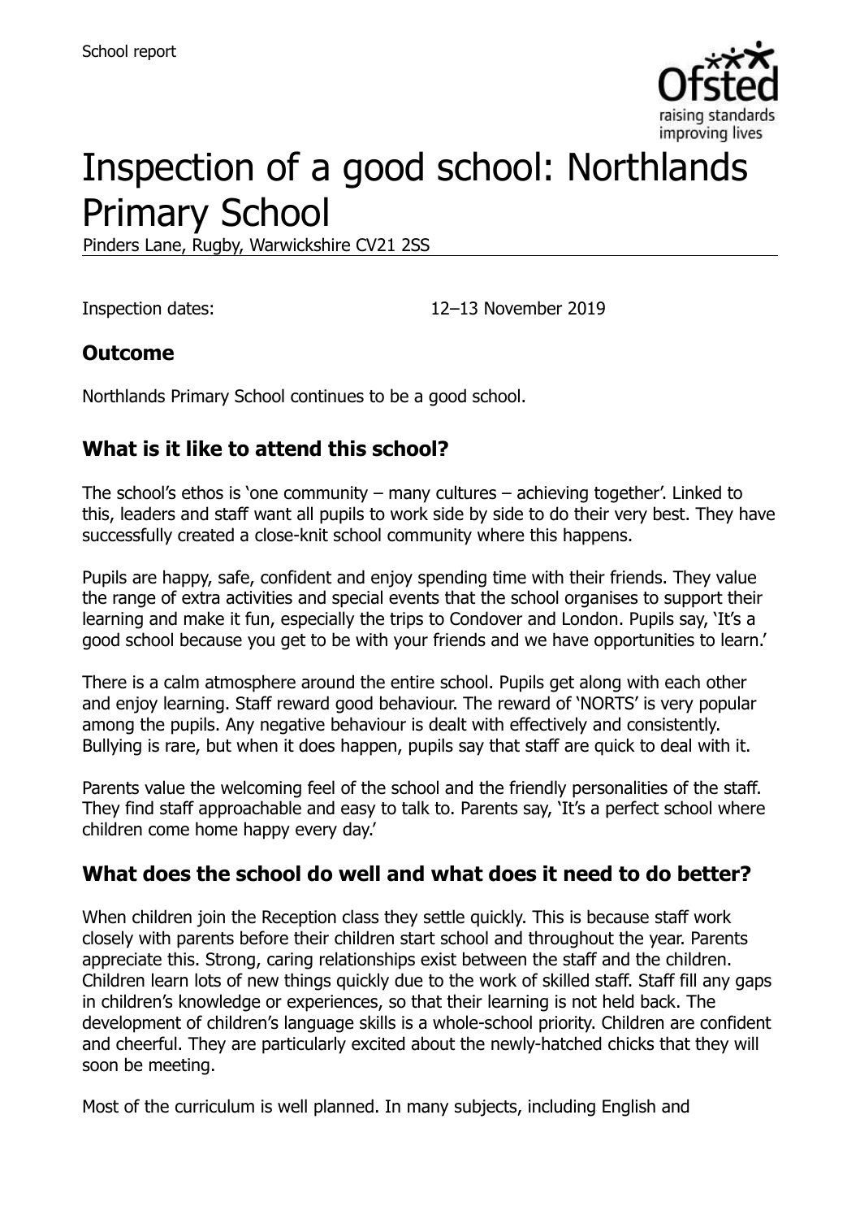School report

# Inspection of a good school: Northlands Primary School

Pinders Lane, Rugby, Warwickshire CV21 2SS

Inspection dates: 12–13 November 2019

## Outcome

Northlands Primary School continues to be a good school.

## What is it like to attend this school?

The school's ethos is 'one community – many cultures – achieving together'. Linked to this, leaders and staff want all pupils to work side by side to do their very best. They have successfully created a close-knit school community where this happens.

Pupils are happy, safe, confident and enjoy spending time with their friends. They value the range of extra activities and special events that the school organises to support their learning and make it fun, especially the trips to Condover and London. Pupils say, 'It's a good school because you get to be with your friends and we have opportunities to learn.'

There is a calm atmosphere around the entire school. Pupils get along with each other and enjoy learning. Staff reward good behaviour. The reward of 'NORTS' is very popular among the pupils. Any negative behaviour is dealt with effectively and consistently. Bullying is rare, but when it does happen, pupils say that staff are quick to deal with it.

Parents value the welcoming feel of the school and the friendly personalities of the staff. They find staff approachable and easy to talk to. Parents say, 'It's a perfect school where children come home happy every day.'

## What does the school do well and what does it need to do better?

When children join the Reception class they settle quickly. This is because staff work closely with parents before their children start school and throughout the year. Parents appreciate this. Strong, caring relationships exist between the staff and the children. Children learn lots of new things quickly due to the work of skilled staff. Staff fill any gaps in children's knowledge or experiences, so that their learning is not held back. The development of children's language skills is a whole-school priority. Children are confident and cheerful. They are particularly excited about the newly-hatched chicks that they will soon be meeting.

Most of the curriculum is well planned. In many subjects, including English and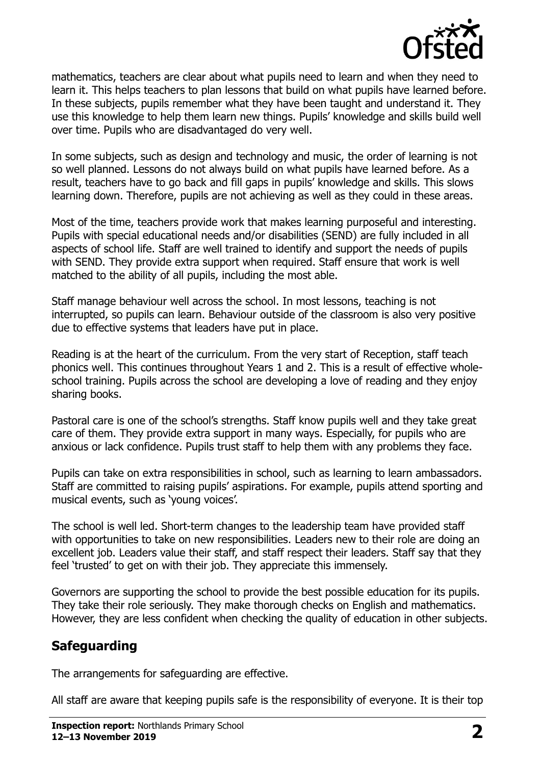mathematics, teachers are clear about what pupils need to learn and when they need to learn it. This helps teachers to plan lessons that build on what pupils have learned before. In these subjects, pupils remember what they have been taught and understand it. They use this knowledge to help them learn new things. Pupils' knowledge and skills build well over time. Pupils who are disadvantaged do very well.

In some subjects, such as design and technology and music, the order of learning is not so well planned. Lessons do not always build on what pupils have learned before. As a result, teachers have to go back and fill gaps in pupils' knowledge and skills. This slows learning down. Therefore, pupils are not achieving as well as they could in these areas.

Most of the time, teachers provide work that makes learning purposeful and interesting. Pupils with special educational needs and/or disabilities (SEND) are fully included in all aspects of school life. Staff are well trained to identify and support the needs of pupils with SEND. They provide extra support when required. Staff ensure that work is well matched to the ability of all pupils, including the most able.

Staff manage behaviour well across the school. In most lessons, teaching is not interrupted, so pupils can learn. Behaviour outside of the classroom is also very positive due to effective systems that leaders have put in place.

Reading is at the heart of the curriculum. From the very start of Reception, staff teach phonics well. This continues throughout Years 1 and 2. This is a result of effective whole-school training. Pupils across the school are developing a love of reading and they enjoy sharing books.

Pastoral care is one of the school's strengths. Staff know pupils well and they take great care of them. They provide extra support in many ways. Especially, for pupils who are anxious or lack confidence. Pupils trust staff to help them with any problems they face.

Pupils can take on extra responsibilities in school, such as learning to learn ambassadors. Staff are committed to raising pupils' aspirations. For example, pupils attend sporting and musical events, such as 'young voices'.

The school is well led. Short-term changes to the leadership team have provided staff with opportunities to take on new responsibilities. Leaders new to their role are doing an excellent job. Leaders value their staff, and staff respect their leaders. Staff say that they feel 'trusted' to get on with their job. They appreciate this immensely.

Governors are supporting the school to provide the best possible education for its pupils. They take their role seriously. They make thorough checks on English and mathematics. However, they are less confident when checking the quality of education in other subjects.

## Safeguarding

The arrangements for safeguarding are effective.

All staff are aware that keeping pupils safe is the responsibility of everyone. It is their top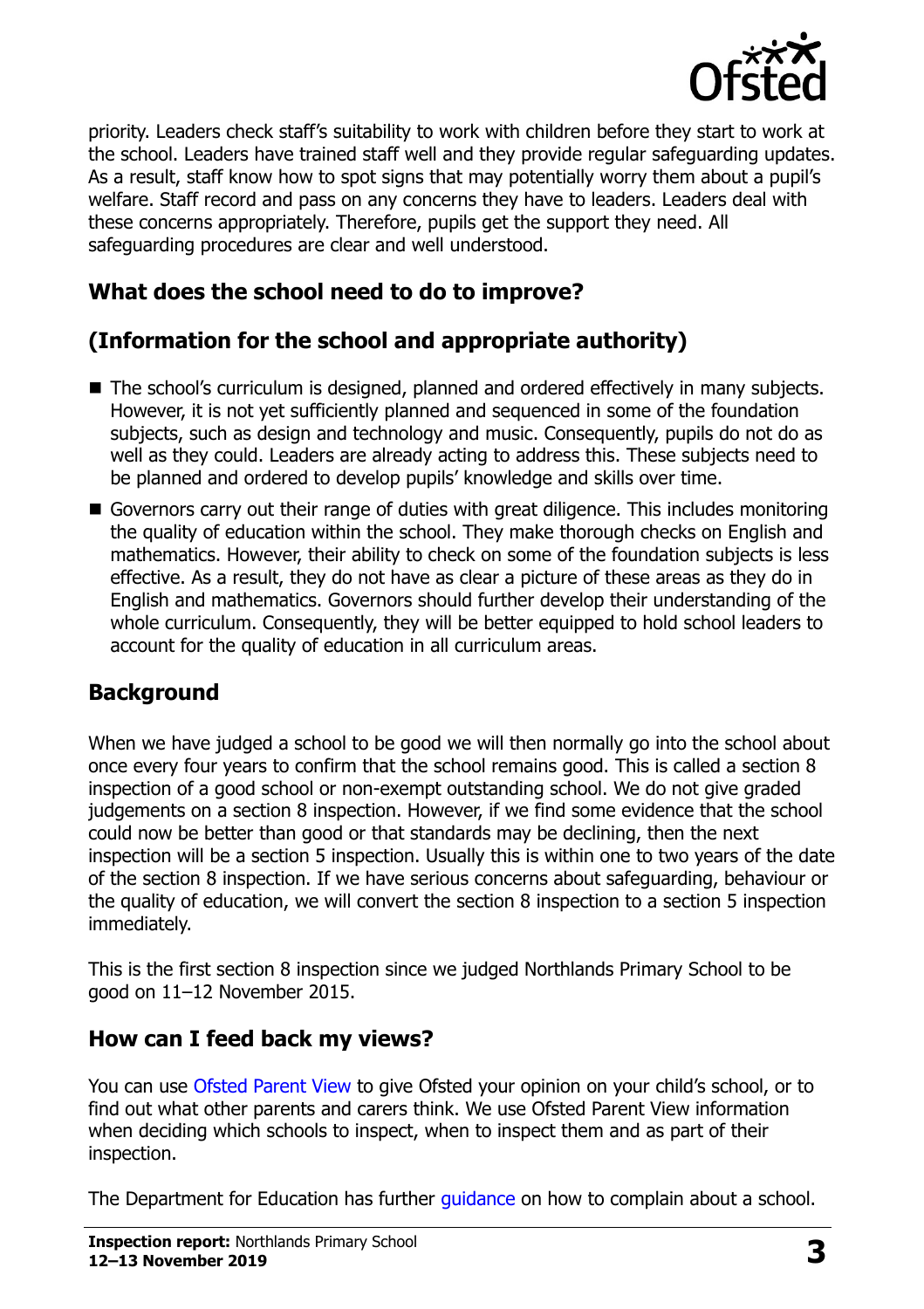priority. Leaders check staff's suitability to work with children before they start to work at the school. Leaders have trained staff well and they provide regular safeguarding updates. As a result, staff know how to spot signs that may potentially worry them about a pupil's welfare. Staff record and pass on any concerns they have to leaders. Leaders deal with these concerns appropriately. Therefore, pupils get the support they need. All safeguarding procedures are clear and well understood.

## What does the school need to do to improve?

## (Information for the school and appropriate authority)

- The school's curriculum is designed, planned and ordered effectively in many subjects. However, it is not yet sufficiently planned and sequenced in some of the foundation subjects, such as design and technology and music. Consequently, pupils do not do as well as they could. Leaders are already acting to address this. These subjects need to be planned and ordered to develop pupils' knowledge and skills over time.
- Governors carry out their range of duties with great diligence. This includes monitoring the quality of education within the school. They make thorough checks on English and mathematics. However, their ability to check on some of the foundation subjects is less effective. As a result, they do not have as clear a picture of these areas as they do in English and mathematics. Governors should further develop their understanding of the whole curriculum. Consequently, they will be better equipped to hold school leaders to account for the quality of education in all curriculum areas.

## Background

When we have judged a school to be good we will then normally go into the school about once every four years to confirm that the school remains good. This is called a section 8 inspection of a good school or non-exempt outstanding school. We do not give graded judgements on a section 8 inspection. However, if we find some evidence that the school could now be better than good or that standards may be declining, then the next inspection will be a section 5 inspection. Usually this is within one to two years of the date of the section 8 inspection. If we have serious concerns about safeguarding, behaviour or the quality of education, we will convert the section 8 inspection to a section 5 inspection immediately.

This is the first section 8 inspection since we judged Northlands Primary School to be good on 11–12 November 2015.

## How can I feed back my views?

You can use Ofsted Parent View to give Ofsted your opinion on your child's school, or to find out what other parents and carers think. We use Ofsted Parent View information when deciding which schools to inspect, when to inspect them and as part of their inspection.

The Department for Education has further guidance on how to complain about a school.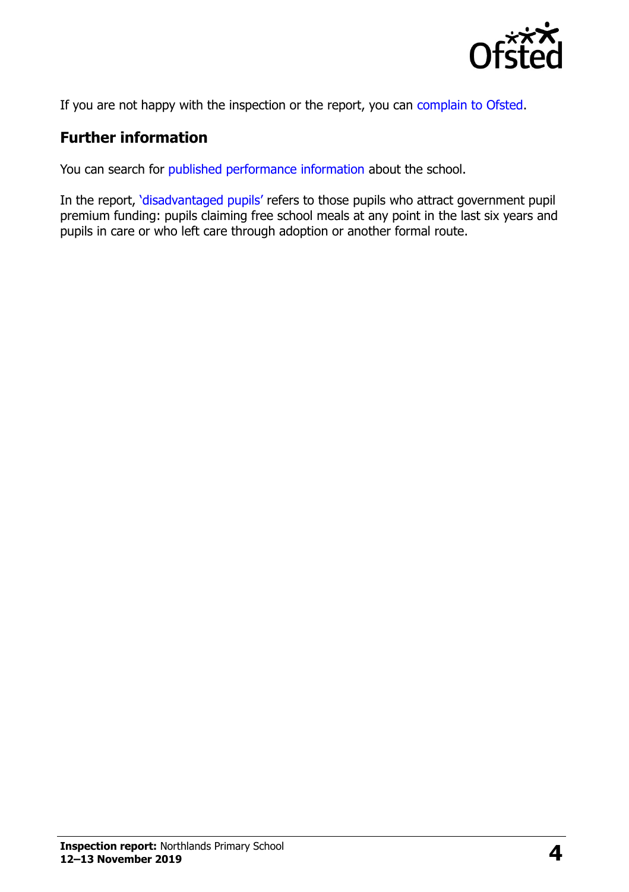If you are not happy with the inspection or the report, you can complain to Ofsted.

## Further information

You can search for published performance information about the school.

In the report, 'disadvantaged pupils' refers to those pupils who attract government pupil premium funding: pupils claiming free school meals at any point in the last six years and pupils in care or who left care through adoption or another formal route.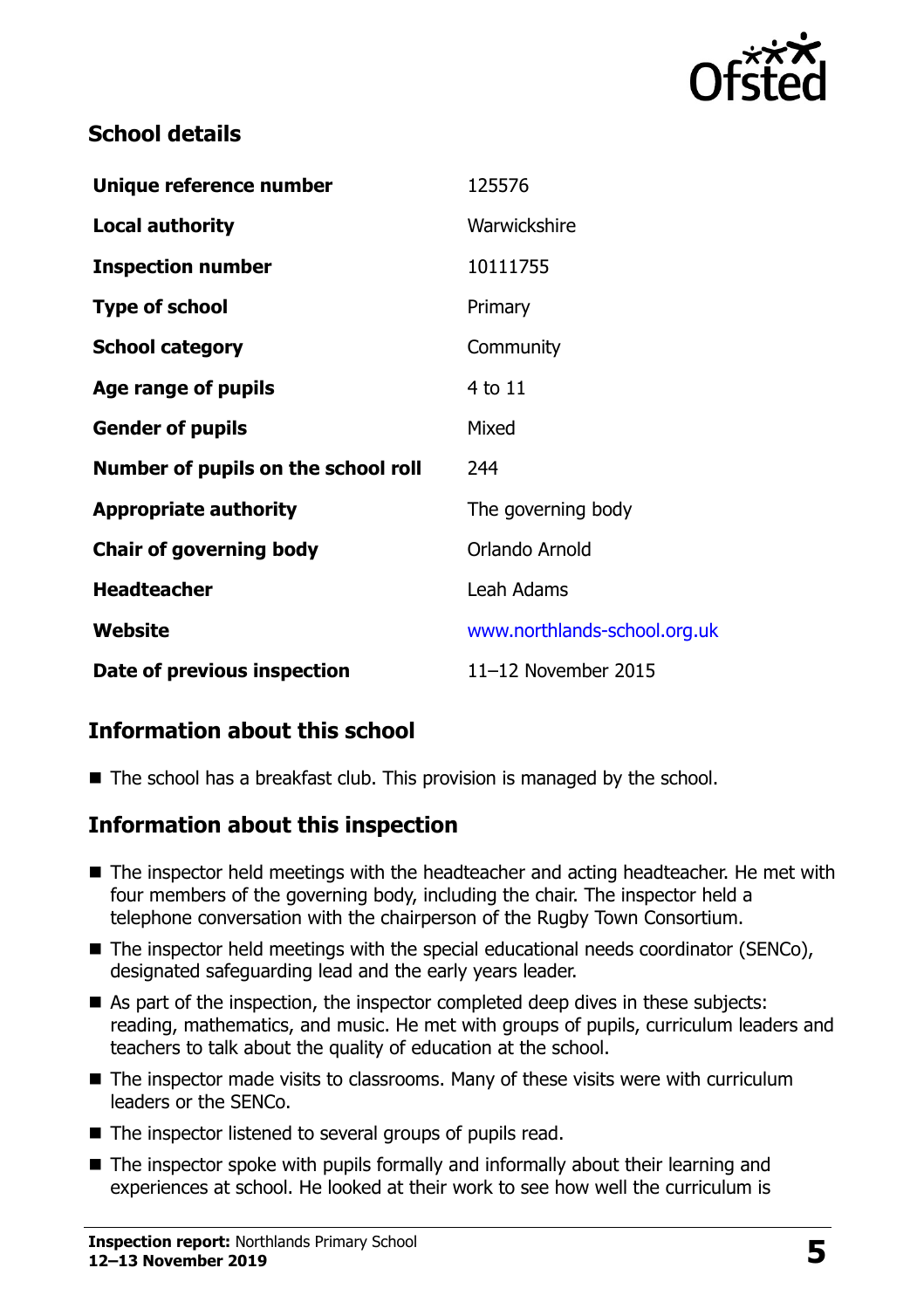## School details

| | |
|---|---|
| **Unique reference number** | 125576 |
| **Local authority** | Warwickshire |
| **Inspection number** | 10111755 |
| **Type of school** | Primary |
| **School category** | Community |
| **Age range of pupils** | 4 to 11 |
| **Gender of pupils** | Mixed |
| **Number of pupils on the school roll** | 244 |
| **Appropriate authority** | The governing body |
| **Chair of governing body** | Orlando Arnold |
| **Headteacher** | Leah Adams |
| **Website** | www.northlands-school.org.uk |
| **Date of previous inspection** | 11–12 November 2015 |

## Information about this school

- The school has a breakfast club. This provision is managed by the school.

## Information about this inspection

- The inspector held meetings with the headteacher and acting headteacher. He met with four members of the governing body, including the chair. The inspector held a telephone conversation with the chairperson of the Rugby Town Consortium.
- The inspector held meetings with the special educational needs coordinator (SENCo), designated safeguarding lead and the early years leader.
- As part of the inspection, the inspector completed deep dives in these subjects: reading, mathematics, and music. He met with groups of pupils, curriculum leaders and teachers to talk about the quality of education at the school.
- The inspector made visits to classrooms. Many of these visits were with curriculum leaders or the SENCo.
- The inspector listened to several groups of pupils read.
- The inspector spoke with pupils formally and informally about their learning and experiences at school. He looked at their work to see how well the curriculum is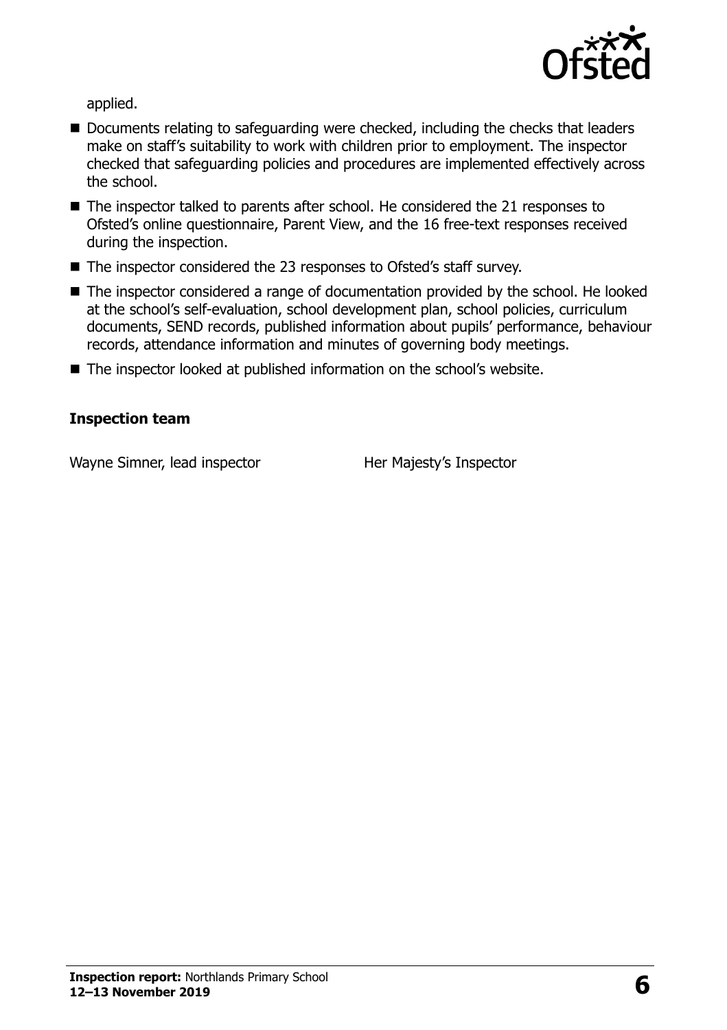applied.

- Documents relating to safeguarding were checked, including the checks that leaders make on staff's suitability to work with children prior to employment. The inspector checked that safeguarding policies and procedures are implemented effectively across the school.
- The inspector talked to parents after school. He considered the 21 responses to Ofsted's online questionnaire, Parent View, and the 16 free-text responses received during the inspection.
- The inspector considered the 23 responses to Ofsted's staff survey.
- The inspector considered a range of documentation provided by the school. He looked at the school's self-evaluation, school development plan, school policies, curriculum documents, SEND records, published information about pupils' performance, behaviour records, attendance information and minutes of governing body meetings.
- The inspector looked at published information on the school's website.

**Inspection team**

| | |
|---|---|
| Wayne Simner, lead inspector | Her Majesty's Inspector |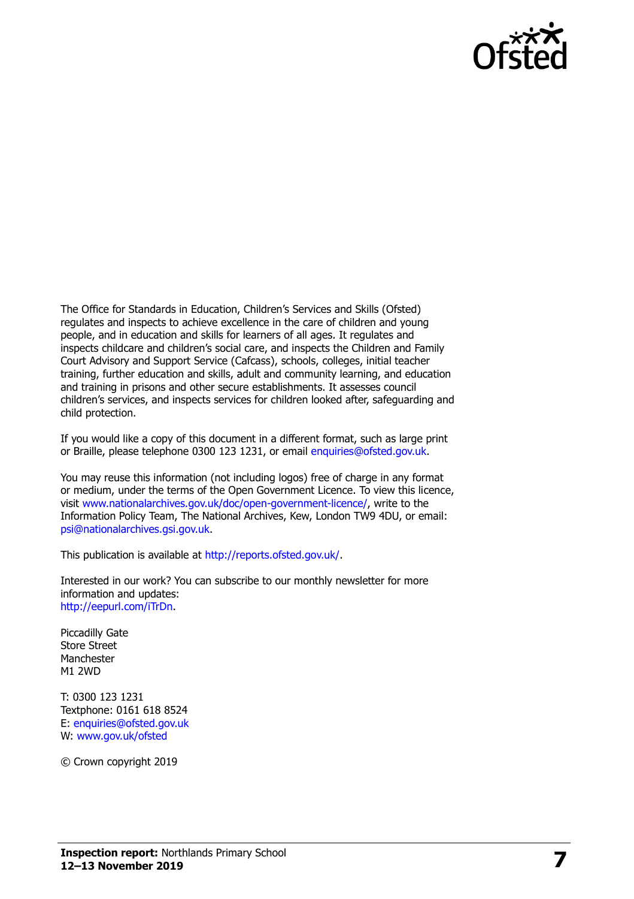The Office for Standards in Education, Children's Services and Skills (Ofsted) regulates and inspects to achieve excellence in the care of children and young people, and in education and skills for learners of all ages. It regulates and inspects childcare and children's social care, and inspects the Children and Family Court Advisory and Support Service (Cafcass), schools, colleges, initial teacher training, further education and skills, adult and community learning, and education and training in prisons and other secure establishments. It assesses council children's services, and inspects services for children looked after, safeguarding and child protection.

If you would like a copy of this document in a different format, such as large print or Braille, please telephone 0300 123 1231, or email enquiries@ofsted.gov.uk.

You may reuse this information (not including logos) free of charge in any format or medium, under the terms of the Open Government Licence. To view this licence, visit www.nationalarchives.gov.uk/doc/open-government-licence/, write to the Information Policy Team, The National Archives, Kew, London TW9 4DU, or email: psi@nationalarchives.gsi.gov.uk.

This publication is available at http://reports.ofsted.gov.uk/.

Interested in our work? You can subscribe to our monthly newsletter for more information and updates:
http://eepurl.com/iTrDn.

Piccadilly Gate
Store Street
Manchester
M1 2WD

T: 0300 123 1231
Textphone: 0161 618 8524
E: enquiries@ofsted.gov.uk
W: www.gov.uk/ofsted

© Crown copyright 2019